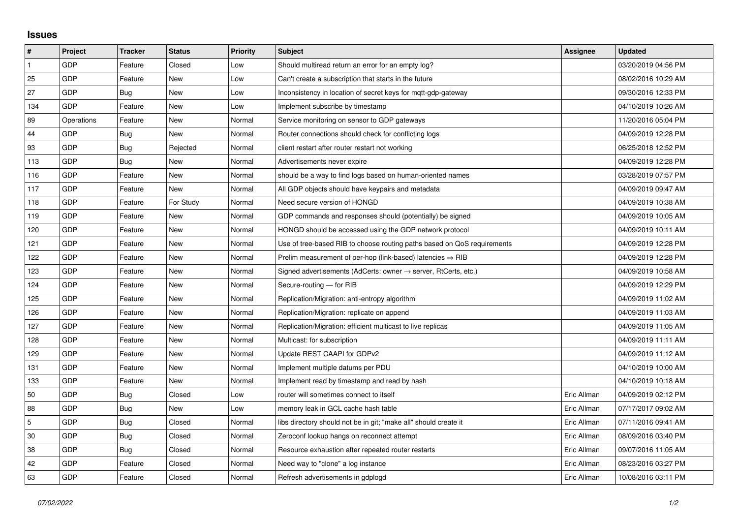## Issues

| # | Project | Tracker | Status | Priority | Subject | Assignee | Updated |
|---|---|---|---|---|---|---|---|
| 1 | GDP | Feature | Closed | Low | Should multiread return an error for an empty log? | | 03/20/2019 04:56 PM |
| 25 | GDP | Feature | New | Low | Can't create a subscription that starts in the future | | 08/02/2016 10:29 AM |
| 27 | GDP | Bug | New | Low | Inconsistency in location of secret keys for mqtt-gdp-gateway | | 09/30/2016 12:33 PM |
| 134 | GDP | Feature | New | Low | Implement subscribe by timestamp | | 04/10/2019 10:26 AM |
| 89 | Operations | Feature | New | Normal | Service monitoring on sensor to GDP gateways | | 11/20/2016 05:04 PM |
| 44 | GDP | Bug | New | Normal | Router connections should check for conflicting logs | | 04/09/2019 12:28 PM |
| 93 | GDP | Bug | Rejected | Normal | client restart after router restart not working | | 06/25/2018 12:52 PM |
| 113 | GDP | Bug | New | Normal | Advertisements never expire | | 04/09/2019 12:28 PM |
| 116 | GDP | Feature | New | Normal | should be a way to find logs based on human-oriented names | | 03/28/2019 07:57 PM |
| 117 | GDP | Feature | New | Normal | All GDP objects should have keypairs and metadata | | 04/09/2019 09:47 AM |
| 118 | GDP | Feature | For Study | Normal | Need secure version of HONGD | | 04/09/2019 10:38 AM |
| 119 | GDP | Feature | New | Normal | GDP commands and responses should (potentially) be signed | | 04/09/2019 10:05 AM |
| 120 | GDP | Feature | New | Normal | HONGD should be accessed using the GDP network protocol | | 04/09/2019 10:11 AM |
| 121 | GDP | Feature | New | Normal | Use of tree-based RIB to choose routing paths based on QoS requirements | | 04/09/2019 12:28 PM |
| 122 | GDP | Feature | New | Normal | Prelim measurement of per-hop (link-based) latencies ⇒ RIB | | 04/09/2019 12:28 PM |
| 123 | GDP | Feature | New | Normal | Signed advertisements (AdCerts: owner → server, RtCerts, etc.) | | 04/09/2019 10:58 AM |
| 124 | GDP | Feature | New | Normal | Secure-routing — for RIB | | 04/09/2019 12:29 PM |
| 125 | GDP | Feature | New | Normal | Replication/Migration: anti-entropy algorithm | | 04/09/2019 11:02 AM |
| 126 | GDP | Feature | New | Normal | Replication/Migration: replicate on append | | 04/09/2019 11:03 AM |
| 127 | GDP | Feature | New | Normal | Replication/Migration: efficient multicast to live replicas | | 04/09/2019 11:05 AM |
| 128 | GDP | Feature | New | Normal | Multicast: for subscription | | 04/09/2019 11:11 AM |
| 129 | GDP | Feature | New | Normal | Update REST CAAPI for GDPv2 | | 04/09/2019 11:12 AM |
| 131 | GDP | Feature | New | Normal | Implement multiple datums per PDU | | 04/10/2019 10:00 AM |
| 133 | GDP | Feature | New | Normal | Implement read by timestamp and read by hash | | 04/10/2019 10:18 AM |
| 50 | GDP | Bug | Closed | Low | router will sometimes connect to itself | Eric Allman | 04/09/2019 02:12 PM |
| 88 | GDP | Bug | New | Low | memory leak in GCL cache hash table | Eric Allman | 07/17/2017 09:02 AM |
| 5 | GDP | Bug | Closed | Normal | libs directory should not be in git; "make all" should create it | Eric Allman | 07/11/2016 09:41 AM |
| 30 | GDP | Bug | Closed | Normal | Zeroconf lookup hangs on reconnect attempt | Eric Allman | 08/09/2016 03:40 PM |
| 38 | GDP | Bug | Closed | Normal | Resource exhaustion after repeated router restarts | Eric Allman | 09/07/2016 11:05 AM |
| 42 | GDP | Feature | Closed | Normal | Need way to "clone" a log instance | Eric Allman | 08/23/2016 03:27 PM |
| 63 | GDP | Feature | Closed | Normal | Refresh advertisements in gdplogd | Eric Allman | 10/08/2016 03:11 PM |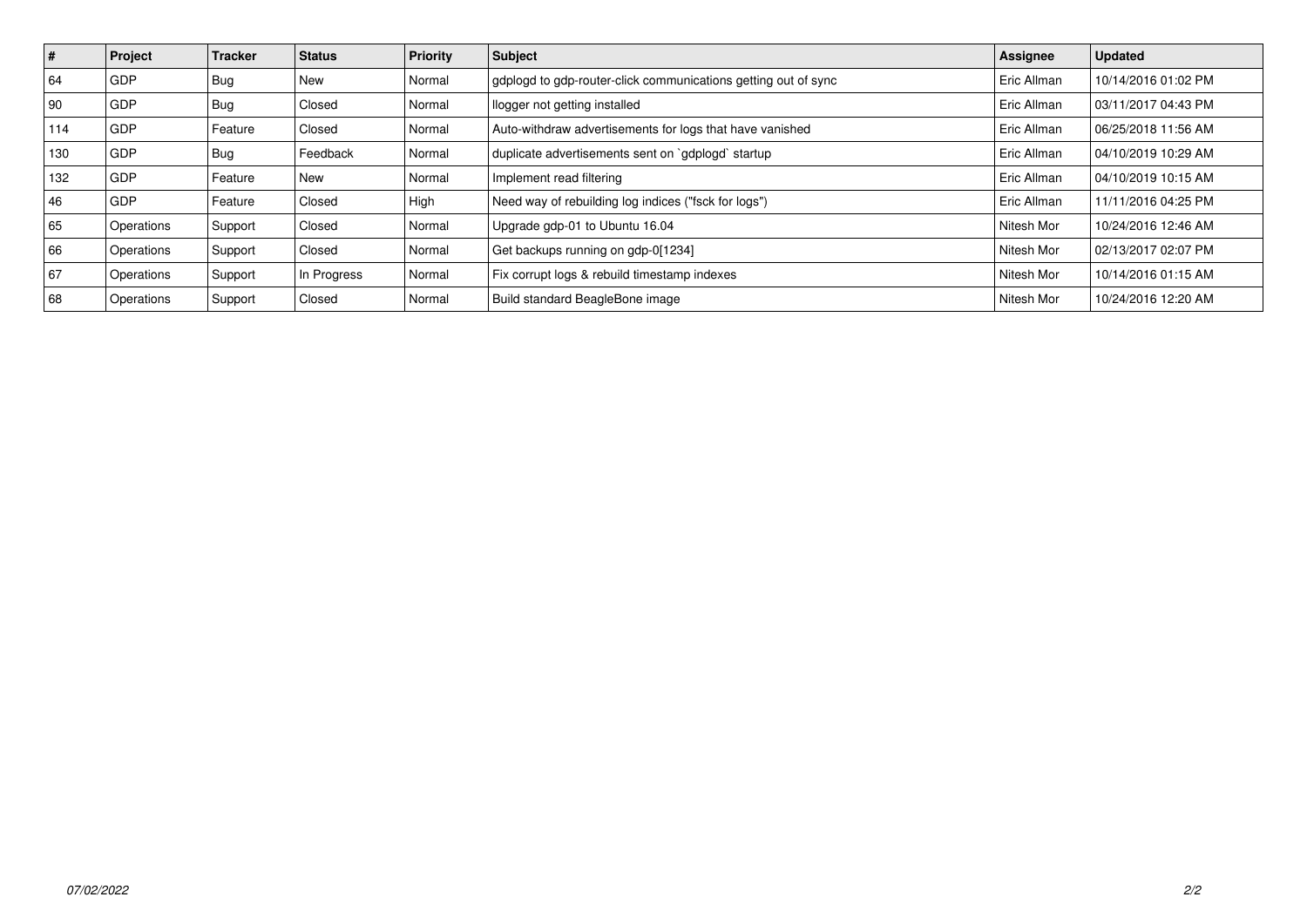| # | Project | Tracker | Status | Priority | Subject | Assignee | Updated |
|---|---|---|---|---|---|---|---|
| 64 | GDP | Bug | New | Normal | gdplogd to gdp-router-click communications getting out of sync | Eric Allman | 10/14/2016 01:02 PM |
| 90 | GDP | Bug | Closed | Normal | llogger not getting installed | Eric Allman | 03/11/2017 04:43 PM |
| 114 | GDP | Feature | Closed | Normal | Auto-withdraw advertisements for logs that have vanished | Eric Allman | 06/25/2018 11:56 AM |
| 130 | GDP | Bug | Feedback | Normal | duplicate advertisements sent on `gdplogd` startup | Eric Allman | 04/10/2019 10:29 AM |
| 132 | GDP | Feature | New | Normal | Implement read filtering | Eric Allman | 04/10/2019 10:15 AM |
| 46 | GDP | Feature | Closed | High | Need way of rebuilding log indices ("fsck for logs") | Eric Allman | 11/11/2016 04:25 PM |
| 65 | Operations | Support | Closed | Normal | Upgrade gdp-01 to Ubuntu 16.04 | Nitesh Mor | 10/24/2016 12:46 AM |
| 66 | Operations | Support | Closed | Normal | Get backups running on gdp-0[1234] | Nitesh Mor | 02/13/2017 02:07 PM |
| 67 | Operations | Support | In Progress | Normal | Fix corrupt logs & rebuild timestamp indexes | Nitesh Mor | 10/14/2016 01:15 AM |
| 68 | Operations | Support | Closed | Normal | Build standard BeagleBone image | Nitesh Mor | 10/24/2016 12:20 AM |